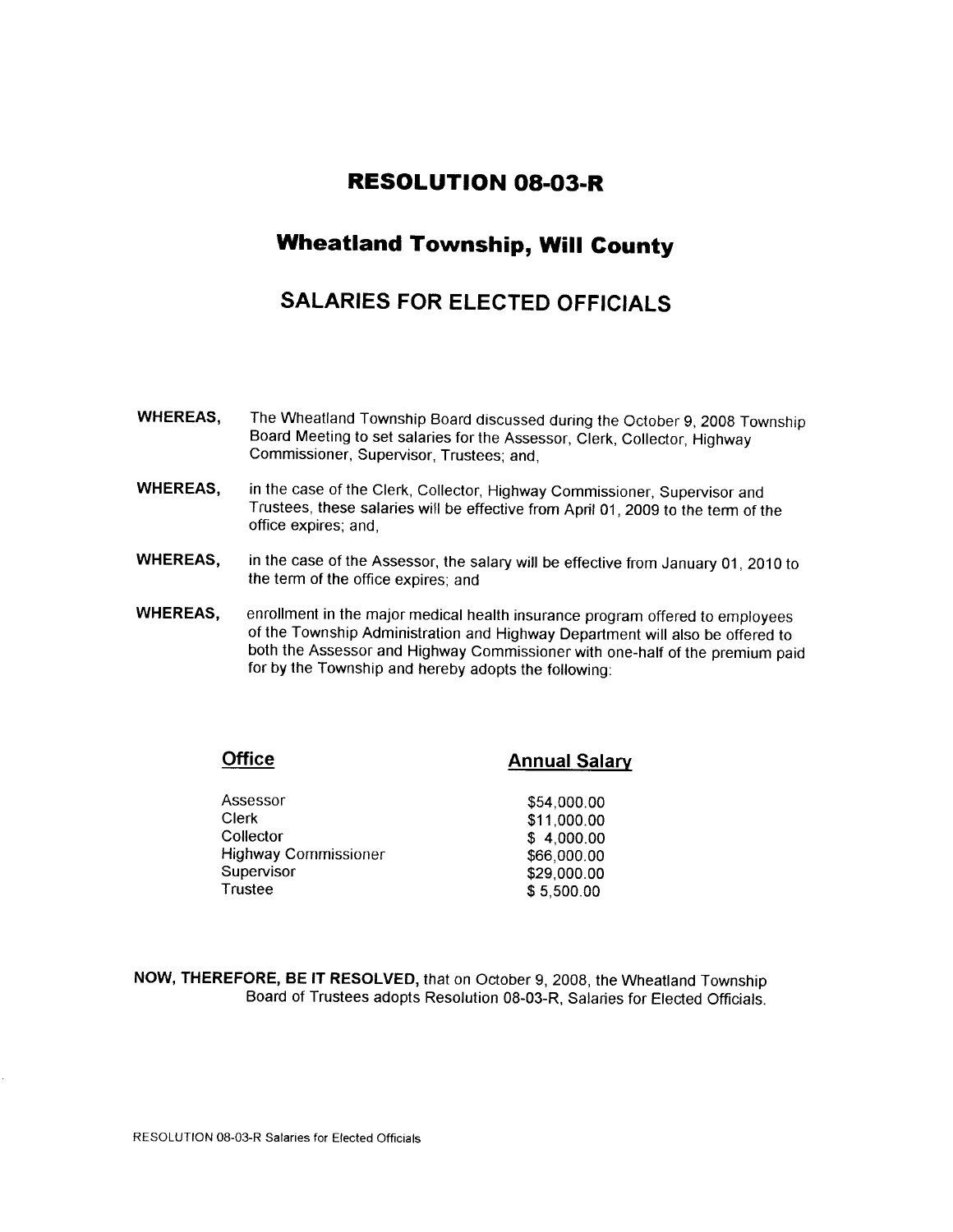# RESOLUTION 08-03-R

## Wheatland Township, Will County

## SALARIES FOR ELECTED OFFICIALS

**WHEREAS,** The Wheatland Township Board discussed during the October 9, 2008 Township Board Meeting to set salaries for the Assessor, Clerk, Collector, Highway Commissioner, Supervisor, Trustees; and,

**WHEREAS,** in the case of the Clerk, Collector, Highway Commissioner, Supervisor and Trustees, these salaries will be effective from April 01, 2009 to the term of the office expires; and,

**WHEREAS,** in the case of the Assessor, the salary will be effective from January 01, 2010 to the term of the office expires; and

**WHEREAS,** enrollment in the major medical health insurance program offered to employees of the Township Administration and Highway Department will also be offered to both the Assessor and Highway Commissioner with one-half of the premium paid for by the Township and hereby adopts the following:

| Office | Annual Salary |
| --- | --- |
| Assessor | $54,000.00 |
| Clerk | $11,000.00 |
| Collector | $ 4,000.00 |
| Highway Commissioner | $66,000.00 |
| Supervisor | $29,000.00 |
| Trustee | $ 5,500.00 |

**NOW, THEREFORE, BE IT RESOLVED,** that on October 9, 2008, the Wheatland Township Board of Trustees adopts Resolution 08-03-R, Salaries for Elected Officials.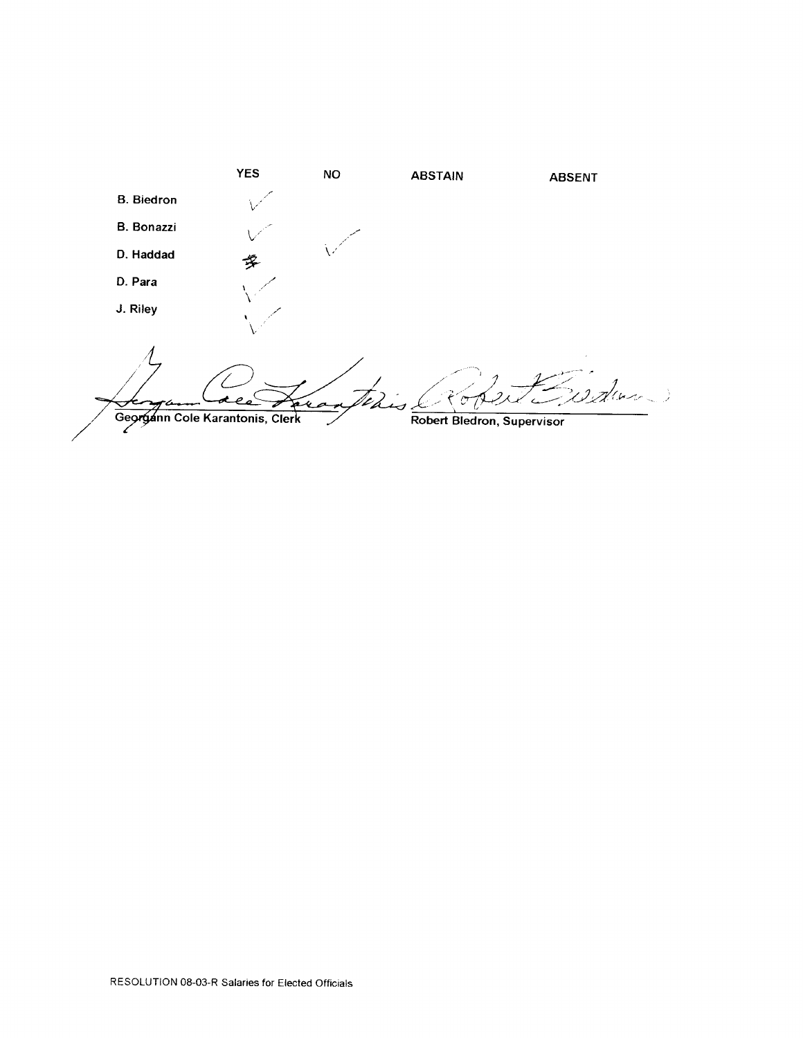| | YES | NO | ABSTAIN | ABSENT |
|---|---|---|---|---|
| B. Biedron | ✓ | | | |
| B. Bonazzi | ✓ | | | |
| D. Haddad | ~~✓~~ | ✓ | | |
| D. Para | ✓ | | | |
| J. Riley | ✓ | | | |

Georgann Cole Karantonis, Clerk

Robert Bledron, Supervisor